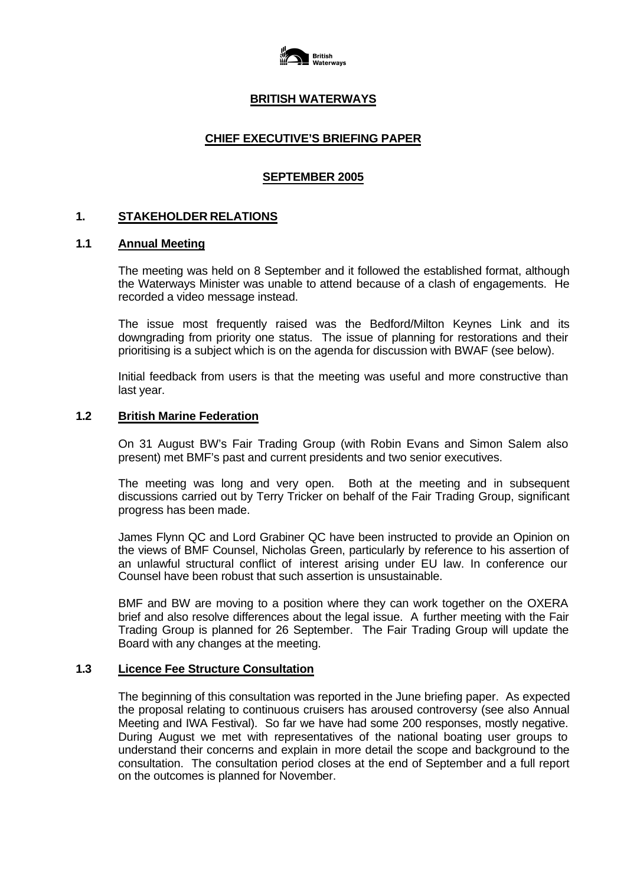# BRITISH WATERWAYS

## CHIEF EXECUTIVE'S BRIEFING PAPER

## SEPTEMBER 2005

## 1. STAKEHOLDER RELATIONS

### 1.1 Annual Meeting

The meeting was held on 8 September and it followed the established format, although the Waterways Minister was unable to attend because of a clash of engagements. He recorded a video message instead.

The issue most frequently raised was the Bedford/Milton Keynes Link and its downgrading from priority one status. The issue of planning for restorations and their prioritising is a subject which is on the agenda for discussion with BWAF (see below).

Initial feedback from users is that the meeting was useful and more constructive than last year.

### 1.2 British Marine Federation

On 31 August BW's Fair Trading Group (with Robin Evans and Simon Salem also present) met BMF's past and current presidents and two senior executives.

The meeting was long and very open. Both at the meeting and in subsequent discussions carried out by Terry Tricker on behalf of the Fair Trading Group, significant progress has been made.

James Flynn QC and Lord Grabiner QC have been instructed to provide an Opinion on the views of BMF Counsel, Nicholas Green, particularly by reference to his assertion of an unlawful structural conflict of interest arising under EU law. In conference our Counsel have been robust that such assertion is unsustainable.

BMF and BW are moving to a position where they can work together on the OXERA brief and also resolve differences about the legal issue. A further meeting with the Fair Trading Group is planned for 26 September. The Fair Trading Group will update the Board with any changes at the meeting.

### 1.3 Licence Fee Structure Consultation

The beginning of this consultation was reported in the June briefing paper. As expected the proposal relating to continuous cruisers has aroused controversy (see also Annual Meeting and IWA Festival). So far we have had some 200 responses, mostly negative. During August we met with representatives of the national boating user groups to understand their concerns and explain in more detail the scope and background to the consultation. The consultation period closes at the end of September and a full report on the outcomes is planned for November.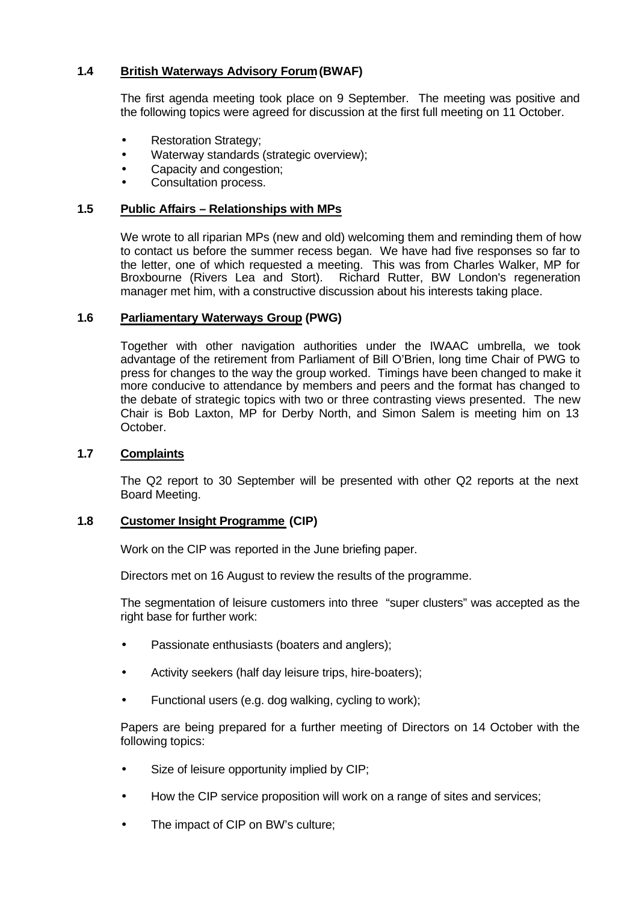### 1.4 British Waterways Advisory Forum (BWAF)

The first agenda meeting took place on 9 September. The meeting was positive and the following topics were agreed for discussion at the first full meeting on 11 October.

- Restoration Strategy;
- Waterway standards (strategic overview);
- Capacity and congestion;
- Consultation process.

### 1.5 Public Affairs – Relationships with MPs

We wrote to all riparian MPs (new and old) welcoming them and reminding them of how to contact us before the summer recess began. We have had five responses so far to the letter, one of which requested a meeting. This was from Charles Walker, MP for Broxbourne (Rivers Lea and Stort). Richard Rutter, BW London's regeneration manager met him, with a constructive discussion about his interests taking place.

### 1.6 Parliamentary Waterways Group (PWG)

Together with other navigation authorities under the IWAAC umbrella, we took advantage of the retirement from Parliament of Bill O'Brien, long time Chair of PWG to press for changes to the way the group worked. Timings have been changed to make it more conducive to attendance by members and peers and the format has changed to the debate of strategic topics with two or three contrasting views presented. The new Chair is Bob Laxton, MP for Derby North, and Simon Salem is meeting him on 13 October.

### 1.7 Complaints

The Q2 report to 30 September will be presented with other Q2 reports at the next Board Meeting.

### 1.8 Customer Insight Programme (CIP)

Work on the CIP was reported in the June briefing paper.

Directors met on 16 August to review the results of the programme.

The segmentation of leisure customers into three "super clusters" was accepted as the right base for further work:

- Passionate enthusiasts (boaters and anglers);
- Activity seekers (half day leisure trips, hire-boaters);
- Functional users (e.g. dog walking, cycling to work);

Papers are being prepared for a further meeting of Directors on 14 October with the following topics:

- Size of leisure opportunity implied by CIP;
- How the CIP service proposition will work on a range of sites and services;
- The impact of CIP on BW's culture;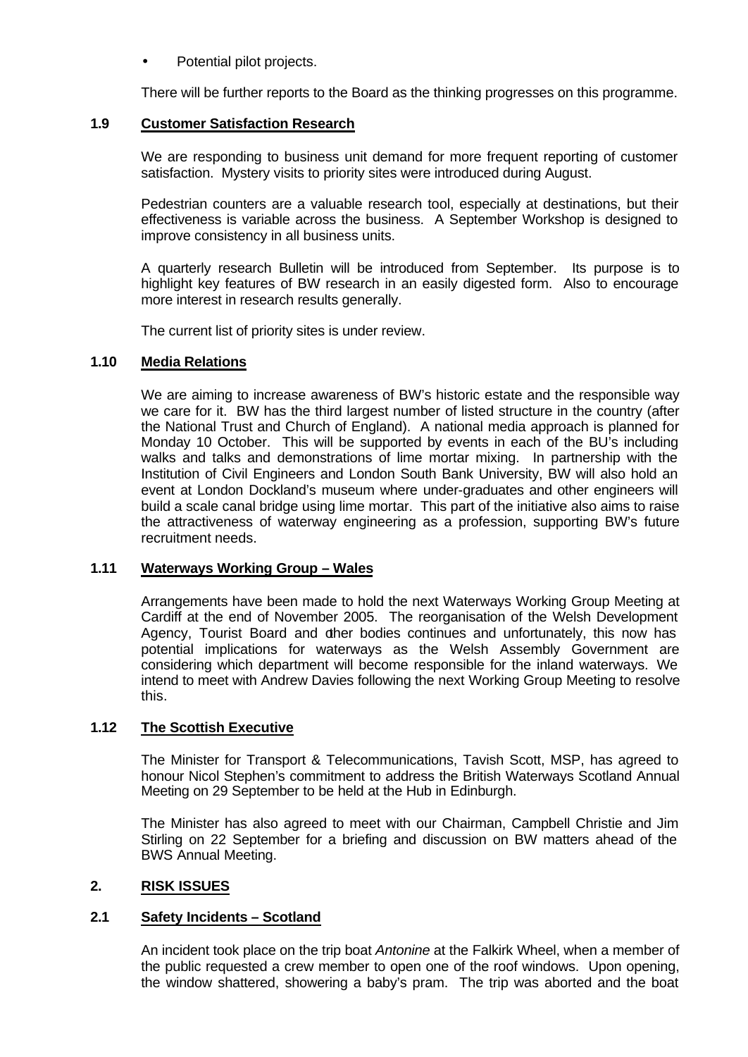- Potential pilot projects.

There will be further reports to the Board as the thinking progresses on this programme.

### 1.9 Customer Satisfaction Research

We are responding to business unit demand for more frequent reporting of customer satisfaction. Mystery visits to priority sites were introduced during August.

Pedestrian counters are a valuable research tool, especially at destinations, but their effectiveness is variable across the business. A September Workshop is designed to improve consistency in all business units.

A quarterly research Bulletin will be introduced from September. Its purpose is to highlight key features of BW research in an easily digested form. Also to encourage more interest in research results generally.

The current list of priority sites is under review.

### 1.10 Media Relations

We are aiming to increase awareness of BW's historic estate and the responsible way we care for it. BW has the third largest number of listed structure in the country (after the National Trust and Church of England). A national media approach is planned for Monday 10 October. This will be supported by events in each of the BU's including walks and talks and demonstrations of lime mortar mixing. In partnership with the Institution of Civil Engineers and London South Bank University, BW will also hold an event at London Dockland's museum where under-graduates and other engineers will build a scale canal bridge using lime mortar. This part of the initiative also aims to raise the attractiveness of waterway engineering as a profession, supporting BW's future recruitment needs.

### 1.11 Waterways Working Group – Wales

Arrangements have been made to hold the next Waterways Working Group Meeting at Cardiff at the end of November 2005. The reorganisation of the Welsh Development Agency, Tourist Board and other bodies continues and unfortunately, this now has potential implications for waterways as the Welsh Assembly Government are considering which department will become responsible for the inland waterways. We intend to meet with Andrew Davies following the next Working Group Meeting to resolve this.

### 1.12 The Scottish Executive

The Minister for Transport & Telecommunications, Tavish Scott, MSP, has agreed to honour Nicol Stephen's commitment to address the British Waterways Scotland Annual Meeting on 29 September to be held at the Hub in Edinburgh.

The Minister has also agreed to meet with our Chairman, Campbell Christie and Jim Stirling on 22 September for a briefing and discussion on BW matters ahead of the BWS Annual Meeting.

## 2. RISK ISSUES

### 2.1 Safety Incidents – Scotland

An incident took place on the trip boat *Antonine* at the Falkirk Wheel, when a member of the public requested a crew member to open one of the roof windows. Upon opening, the window shattered, showering a baby's pram. The trip was aborted and the boat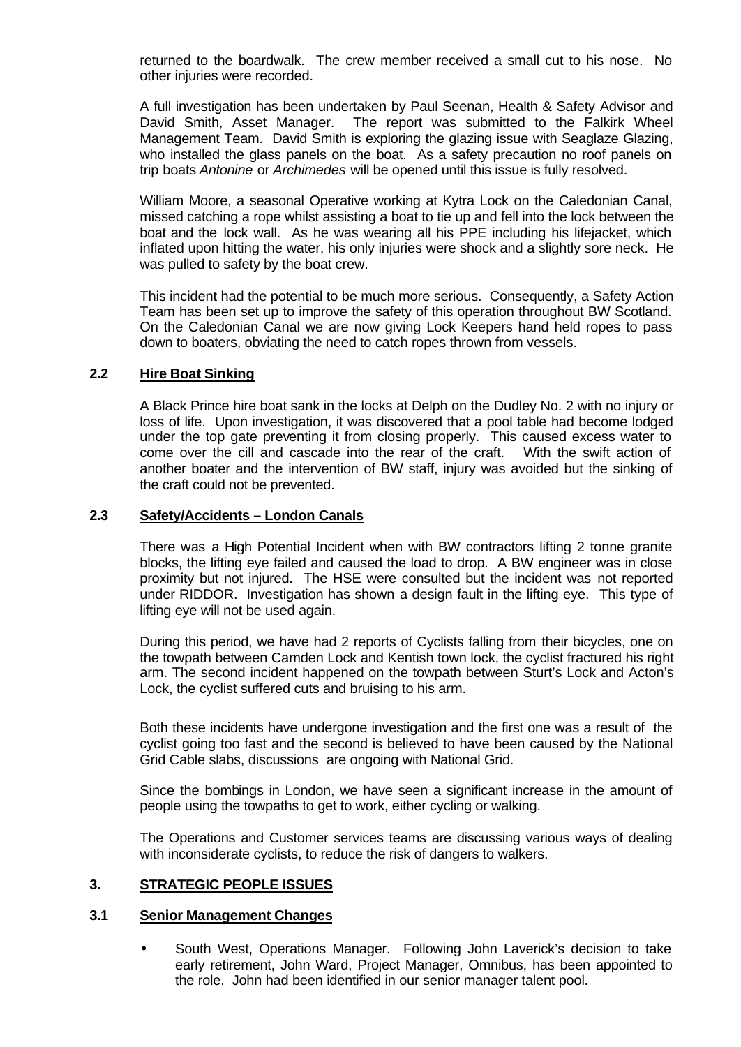returned to the boardwalk. The crew member received a small cut to his nose. No other injuries were recorded.

A full investigation has been undertaken by Paul Seenan, Health & Safety Advisor and David Smith, Asset Manager. The report was submitted to the Falkirk Wheel Management Team. David Smith is exploring the glazing issue with Seaglaze Glazing, who installed the glass panels on the boat. As a safety precaution no roof panels on trip boats *Antonine* or *Archimedes* will be opened until this issue is fully resolved.

William Moore, a seasonal Operative working at Kytra Lock on the Caledonian Canal, missed catching a rope whilst assisting a boat to tie up and fell into the lock between the boat and the lock wall. As he was wearing all his PPE including his lifejacket, which inflated upon hitting the water, his only injuries were shock and a slightly sore neck. He was pulled to safety by the boat crew.

This incident had the potential to be much more serious. Consequently, a Safety Action Team has been set up to improve the safety of this operation throughout BW Scotland. On the Caledonian Canal we are now giving Lock Keepers hand held ropes to pass down to boaters, obviating the need to catch ropes thrown from vessels.

### 2.2 Hire Boat Sinking

A Black Prince hire boat sank in the locks at Delph on the Dudley No. 2 with no injury or loss of life. Upon investigation, it was discovered that a pool table had become lodged under the top gate preventing it from closing properly. This caused excess water to come over the cill and cascade into the rear of the craft. With the swift action of another boater and the intervention of BW staff, injury was avoided but the sinking of the craft could not be prevented.

### 2.3 Safety/Accidents – London Canals

There was a High Potential Incident when with BW contractors lifting 2 tonne granite blocks, the lifting eye failed and caused the load to drop. A BW engineer was in close proximity but not injured. The HSE were consulted but the incident was not reported under RIDDOR. Investigation has shown a design fault in the lifting eye. This type of lifting eye will not be used again.

During this period, we have had 2 reports of Cyclists falling from their bicycles, one on the towpath between Camden Lock and Kentish town lock, the cyclist fractured his right arm. The second incident happened on the towpath between Sturt's Lock and Acton's Lock, the cyclist suffered cuts and bruising to his arm.

Both these incidents have undergone investigation and the first one was a result of the cyclist going too fast and the second is believed to have been caused by the National Grid Cable slabs, discussions are ongoing with National Grid.

Since the bombings in London, we have seen a significant increase in the amount of people using the towpaths to get to work, either cycling or walking.

The Operations and Customer services teams are discussing various ways of dealing with inconsiderate cyclists, to reduce the risk of dangers to walkers.

## 3. STRATEGIC PEOPLE ISSUES

### 3.1 Senior Management Changes

- South West, Operations Manager. Following John Laverick's decision to take early retirement, John Ward, Project Manager, Omnibus, has been appointed to the role. John had been identified in our senior manager talent pool.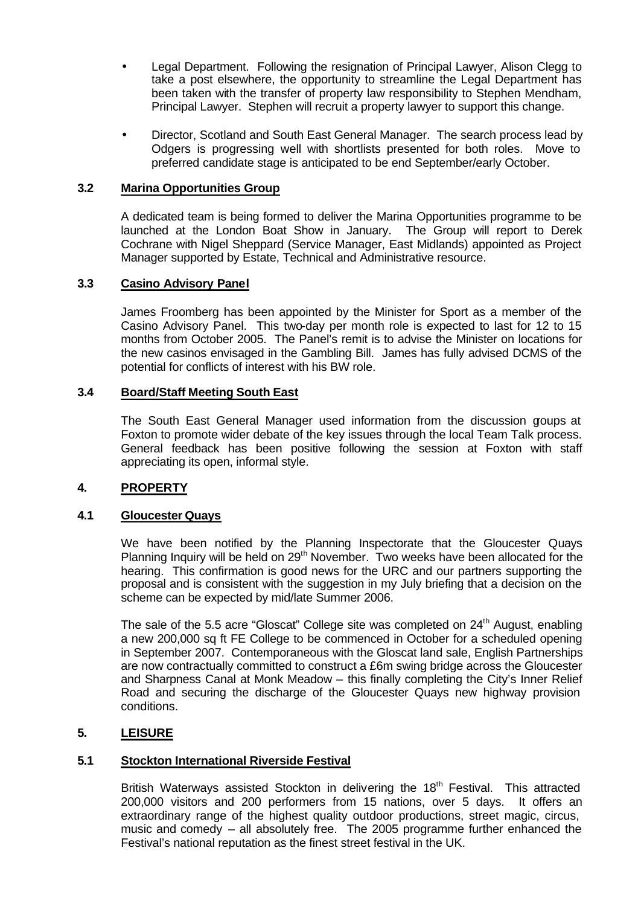- Legal Department. Following the resignation of Principal Lawyer, Alison Clegg to take a post elsewhere, the opportunity to streamline the Legal Department has been taken with the transfer of property law responsibility to Stephen Mendham, Principal Lawyer. Stephen will recruit a property lawyer to support this change.

- Director, Scotland and South East General Manager. The search process lead by Odgers is progressing well with shortlists presented for both roles. Move to preferred candidate stage is anticipated to be end September/early October.

### 3.2 Marina Opportunities Group

A dedicated team is being formed to deliver the Marina Opportunities programme to be launched at the London Boat Show in January. The Group will report to Derek Cochrane with Nigel Sheppard (Service Manager, East Midlands) appointed as Project Manager supported by Estate, Technical and Administrative resource.

### 3.3 Casino Advisory Panel

James Froomberg has been appointed by the Minister for Sport as a member of the Casino Advisory Panel. This two-day per month role is expected to last for 12 to 15 months from October 2005. The Panel's remit is to advise the Minister on locations for the new casinos envisaged in the Gambling Bill. James has fully advised DCMS of the potential for conflicts of interest with his BW role.

### 3.4 Board/Staff Meeting South East

The South East General Manager used information from the discussion groups at Foxton to promote wider debate of the key issues through the local Team Talk process. General feedback has been positive following the session at Foxton with staff appreciating its open, informal style.

## 4. PROPERTY

### 4.1 Gloucester Quays

We have been notified by the Planning Inspectorate that the Gloucester Quays Planning Inquiry will be held on 29th November. Two weeks have been allocated for the hearing. This confirmation is good news for the URC and our partners supporting the proposal and is consistent with the suggestion in my July briefing that a decision on the scheme can be expected by mid/late Summer 2006.

The sale of the 5.5 acre "Gloscat" College site was completed on 24th August, enabling a new 200,000 sq ft FE College to be commenced in October for a scheduled opening in September 2007. Contemporaneous with the Gloscat land sale, English Partnerships are now contractually committed to construct a £6m swing bridge across the Gloucester and Sharpness Canal at Monk Meadow – this finally completing the City's Inner Relief Road and securing the discharge of the Gloucester Quays new highway provision conditions.

## 5. LEISURE

### 5.1 Stockton International Riverside Festival

British Waterways assisted Stockton in delivering the 18th Festival. This attracted 200,000 visitors and 200 performers from 15 nations, over 5 days. It offers an extraordinary range of the highest quality outdoor productions, street magic, circus, music and comedy – all absolutely free. The 2005 programme further enhanced the Festival's national reputation as the finest street festival in the UK.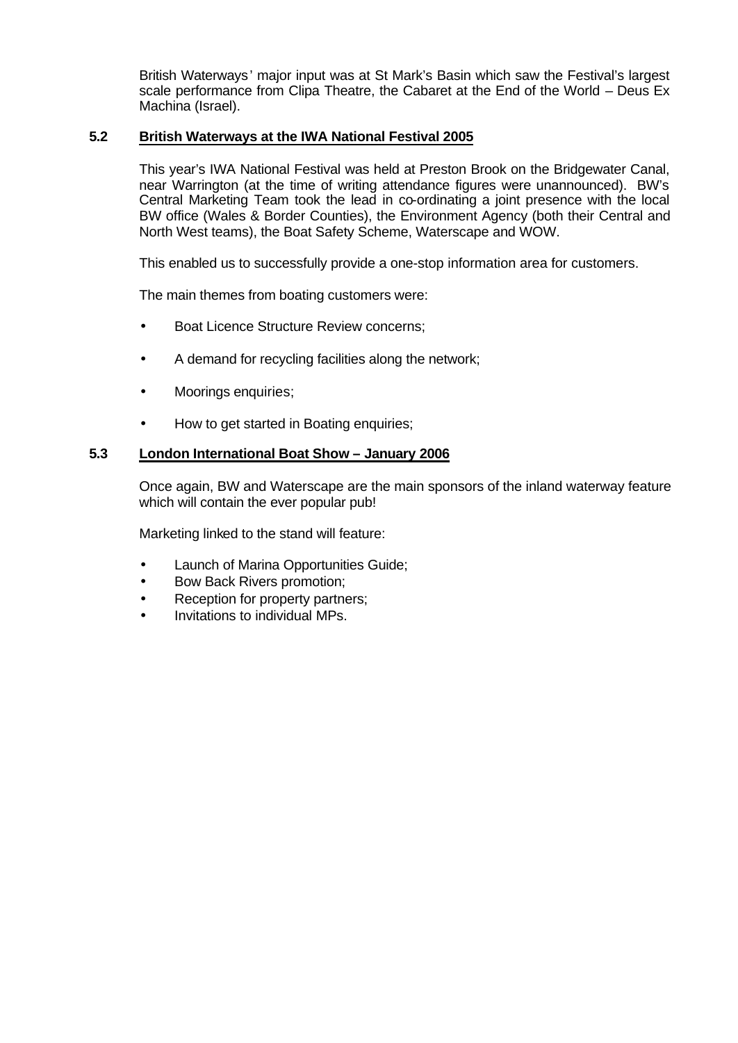British Waterways' major input was at St Mark's Basin which saw the Festival's largest scale performance from Clipa Theatre, the Cabaret at the End of the World – Deus Ex Machina (Israel).

### 5.2 British Waterways at the IWA National Festival 2005

This year's IWA National Festival was held at Preston Brook on the Bridgewater Canal, near Warrington (at the time of writing attendance figures were unannounced). BW's Central Marketing Team took the lead in co-ordinating a joint presence with the local BW office (Wales & Border Counties), the Environment Agency (both their Central and North West teams), the Boat Safety Scheme, Waterscape and WOW.

This enabled us to successfully provide a one-stop information area for customers.

The main themes from boating customers were:

- Boat Licence Structure Review concerns;
- A demand for recycling facilities along the network;
- Moorings enquiries;
- How to get started in Boating enquiries;

### 5.3 London International Boat Show – January 2006

Once again, BW and Waterscape are the main sponsors of the inland waterway feature which will contain the ever popular pub!

Marketing linked to the stand will feature:

- Launch of Marina Opportunities Guide;
- Bow Back Rivers promotion;
- Reception for property partners;
- Invitations to individual MPs.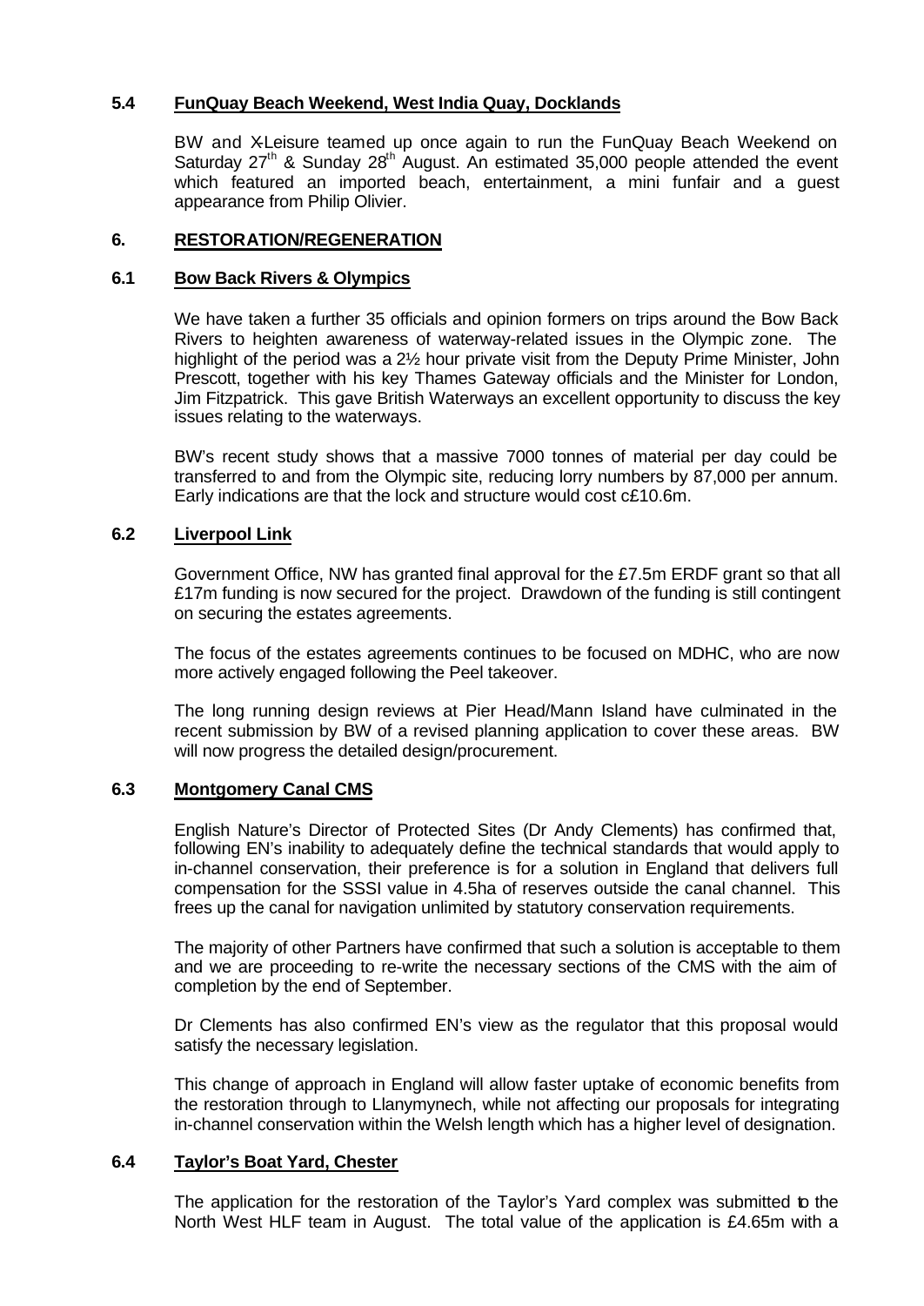### 5.4 FunQuay Beach Weekend, West India Quay, Docklands

BW and X-Leisure teamed up once again to run the FunQuay Beach Weekend on Saturday 27th & Sunday 28th August. An estimated 35,000 people attended the event which featured an imported beach, entertainment, a mini funfair and a guest appearance from Philip Olivier.

## 6. RESTORATION/REGENERATION

### 6.1 Bow Back Rivers & Olympics

We have taken a further 35 officials and opinion formers on trips around the Bow Back Rivers to heighten awareness of waterway-related issues in the Olympic zone. The highlight of the period was a 2½ hour private visit from the Deputy Prime Minister, John Prescott, together with his key Thames Gateway officials and the Minister for London, Jim Fitzpatrick. This gave British Waterways an excellent opportunity to discuss the key issues relating to the waterways.

BW's recent study shows that a massive 7000 tonnes of material per day could be transferred to and from the Olympic site, reducing lorry numbers by 87,000 per annum. Early indications are that the lock and structure would cost c£10.6m.

### 6.2 Liverpool Link

Government Office, NW has granted final approval for the £7.5m ERDF grant so that all £17m funding is now secured for the project. Drawdown of the funding is still contingent on securing the estates agreements.

The focus of the estates agreements continues to be focused on MDHC, who are now more actively engaged following the Peel takeover.

The long running design reviews at Pier Head/Mann Island have culminated in the recent submission by BW of a revised planning application to cover these areas. BW will now progress the detailed design/procurement.

### 6.3 Montgomery Canal CMS

English Nature's Director of Protected Sites (Dr Andy Clements) has confirmed that, following EN's inability to adequately define the technical standards that would apply to in-channel conservation, their preference is for a solution in England that delivers full compensation for the SSSI value in 4.5ha of reserves outside the canal channel. This frees up the canal for navigation unlimited by statutory conservation requirements.

The majority of other Partners have confirmed that such a solution is acceptable to them and we are proceeding to re-write the necessary sections of the CMS with the aim of completion by the end of September.

Dr Clements has also confirmed EN's view as the regulator that this proposal would satisfy the necessary legislation.

This change of approach in England will allow faster uptake of economic benefits from the restoration through to Llanymynech, while not affecting our proposals for integrating in-channel conservation within the Welsh length which has a higher level of designation.

### 6.4 Taylor's Boat Yard, Chester

The application for the restoration of the Taylor's Yard complex was submitted to the North West HLF team in August. The total value of the application is £4.65m with a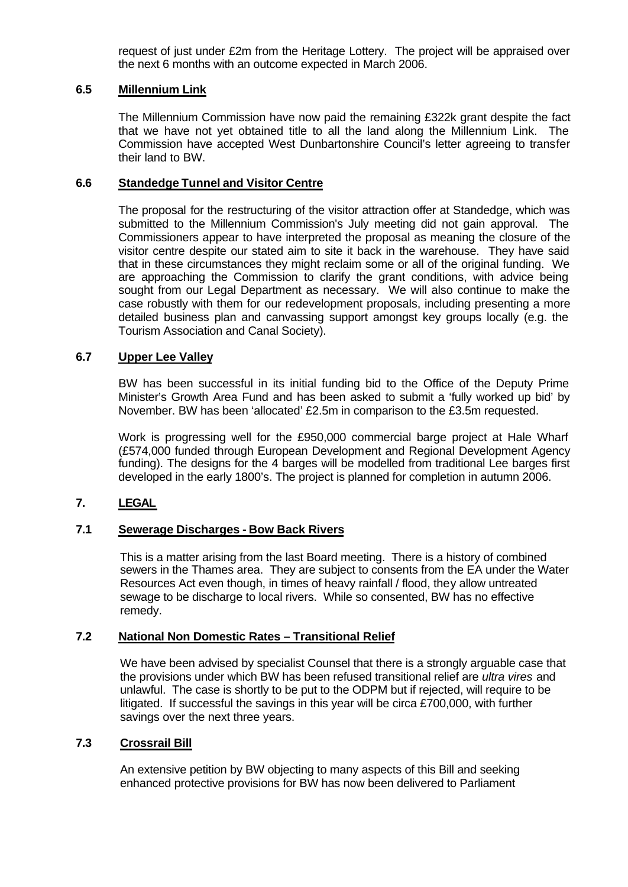request of just under £2m from the Heritage Lottery. The project will be appraised over the next 6 months with an outcome expected in March 2006.

### 6.5 Millennium Link

The Millennium Commission have now paid the remaining £322k grant despite the fact that we have not yet obtained title to all the land along the Millennium Link. The Commission have accepted West Dunbartonshire Council's letter agreeing to transfer their land to BW.

### 6.6 Standedge Tunnel and Visitor Centre

The proposal for the restructuring of the visitor attraction offer at Standedge, which was submitted to the Millennium Commission's July meeting did not gain approval. The Commissioners appear to have interpreted the proposal as meaning the closure of the visitor centre despite our stated aim to site it back in the warehouse. They have said that in these circumstances they might reclaim some or all of the original funding. We are approaching the Commission to clarify the grant conditions, with advice being sought from our Legal Department as necessary. We will also continue to make the case robustly with them for our redevelopment proposals, including presenting a more detailed business plan and canvassing support amongst key groups locally (e.g. the Tourism Association and Canal Society).

### 6.7 Upper Lee Valley

BW has been successful in its initial funding bid to the Office of the Deputy Prime Minister's Growth Area Fund and has been asked to submit a 'fully worked up bid' by November. BW has been 'allocated' £2.5m in comparison to the £3.5m requested.

Work is progressing well for the £950,000 commercial barge project at Hale Wharf (£574,000 funded through European Development and Regional Development Agency funding). The designs for the 4 barges will be modelled from traditional Lee barges first developed in the early 1800's. The project is planned for completion in autumn 2006.

## 7. LEGAL

### 7.1 Sewerage Discharges - Bow Back Rivers

This is a matter arising from the last Board meeting. There is a history of combined sewers in the Thames area. They are subject to consents from the EA under the Water Resources Act even though, in times of heavy rainfall / flood, they allow untreated sewage to be discharge to local rivers. While so consented, BW has no effective remedy.

### 7.2 National Non Domestic Rates – Transitional Relief

We have been advised by specialist Counsel that there is a strongly arguable case that the provisions under which BW has been refused transitional relief are *ultra vires* and unlawful. The case is shortly to be put to the ODPM but if rejected, will require to be litigated. If successful the savings in this year will be circa £700,000, with further savings over the next three years.

### 7.3 Crossrail Bill

An extensive petition by BW objecting to many aspects of this Bill and seeking enhanced protective provisions for BW has now been delivered to Parliament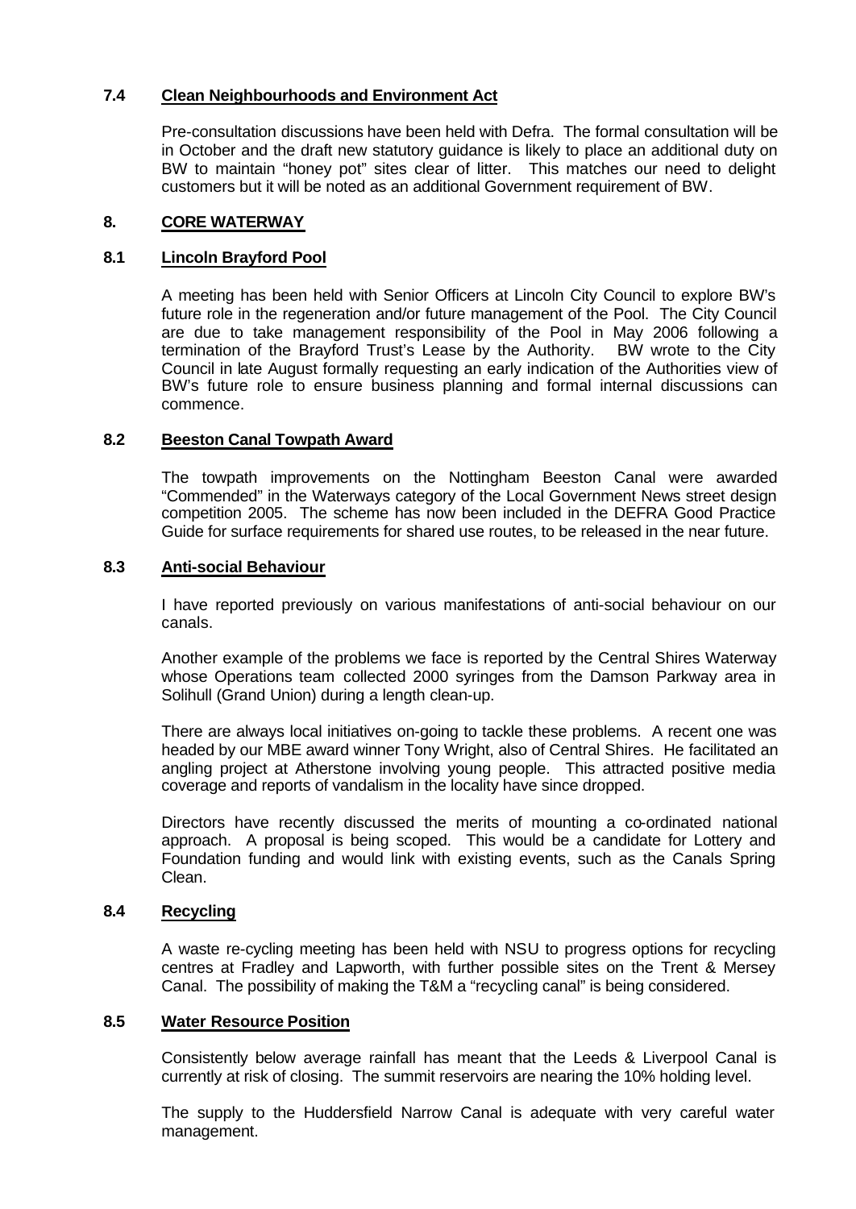### 7.4 Clean Neighbourhoods and Environment Act

Pre-consultation discussions have been held with Defra. The formal consultation will be in October and the draft new statutory guidance is likely to place an additional duty on BW to maintain "honey pot" sites clear of litter. This matches our need to delight customers but it will be noted as an additional Government requirement of BW.

## 8. CORE WATERWAY

### 8.1 Lincoln Brayford Pool

A meeting has been held with Senior Officers at Lincoln City Council to explore BW's future role in the regeneration and/or future management of the Pool. The City Council are due to take management responsibility of the Pool in May 2006 following a termination of the Brayford Trust's Lease by the Authority. BW wrote to the City Council in late August formally requesting an early indication of the Authorities view of BW's future role to ensure business planning and formal internal discussions can commence.

### 8.2 Beeston Canal Towpath Award

The towpath improvements on the Nottingham Beeston Canal were awarded "Commended" in the Waterways category of the Local Government News street design competition 2005. The scheme has now been included in the DEFRA Good Practice Guide for surface requirements for shared use routes, to be released in the near future.

### 8.3 Anti-social Behaviour

I have reported previously on various manifestations of anti-social behaviour on our canals.

Another example of the problems we face is reported by the Central Shires Waterway whose Operations team collected 2000 syringes from the Damson Parkway area in Solihull (Grand Union) during a length clean-up.

There are always local initiatives on-going to tackle these problems. A recent one was headed by our MBE award winner Tony Wright, also of Central Shires. He facilitated an angling project at Atherstone involving young people. This attracted positive media coverage and reports of vandalism in the locality have since dropped.

Directors have recently discussed the merits of mounting a co-ordinated national approach. A proposal is being scoped. This would be a candidate for Lottery and Foundation funding and would link with existing events, such as the Canals Spring Clean.

### 8.4 Recycling

A waste re-cycling meeting has been held with NSU to progress options for recycling centres at Fradley and Lapworth, with further possible sites on the Trent & Mersey Canal. The possibility of making the T&M a "recycling canal" is being considered.

### 8.5 Water Resource Position

Consistently below average rainfall has meant that the Leeds & Liverpool Canal is currently at risk of closing. The summit reservoirs are nearing the 10% holding level.

The supply to the Huddersfield Narrow Canal is adequate with very careful water management.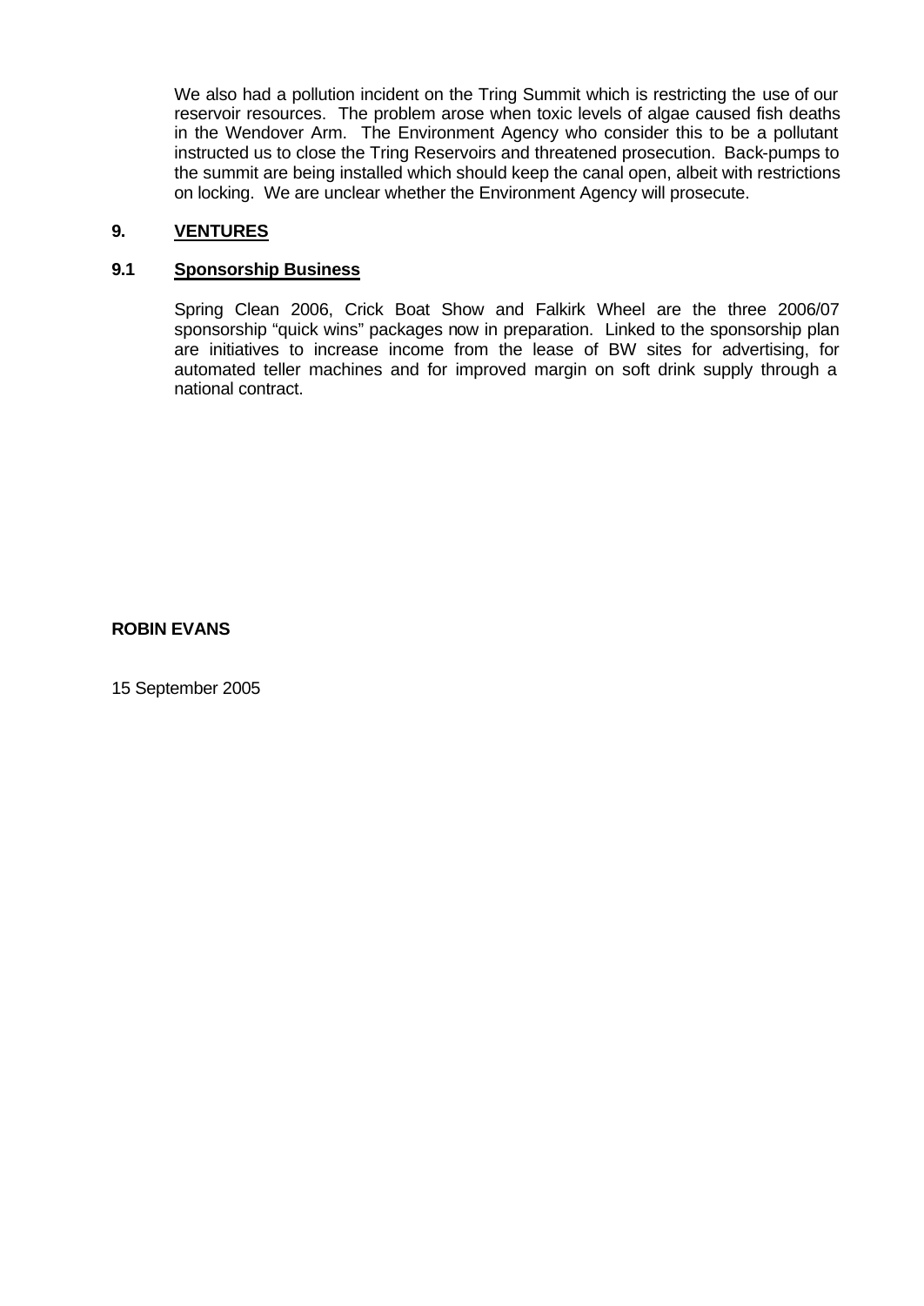We also had a pollution incident on the Tring Summit which is restricting the use of our reservoir resources. The problem arose when toxic levels of algae caused fish deaths in the Wendover Arm. The Environment Agency who consider this to be a pollutant instructed us to close the Tring Reservoirs and threatened prosecution. Back-pumps to the summit are being installed which should keep the canal open, albeit with restrictions on locking. We are unclear whether the Environment Agency will prosecute.

## 9. VENTURES

### 9.1 Sponsorship Business

Spring Clean 2006, Crick Boat Show and Falkirk Wheel are the three 2006/07 sponsorship "quick wins" packages now in preparation. Linked to the sponsorship plan are initiatives to increase income from the lease of BW sites for advertising, for automated teller machines and for improved margin on soft drink supply through a national contract.

**ROBIN EVANS**

15 September 2005